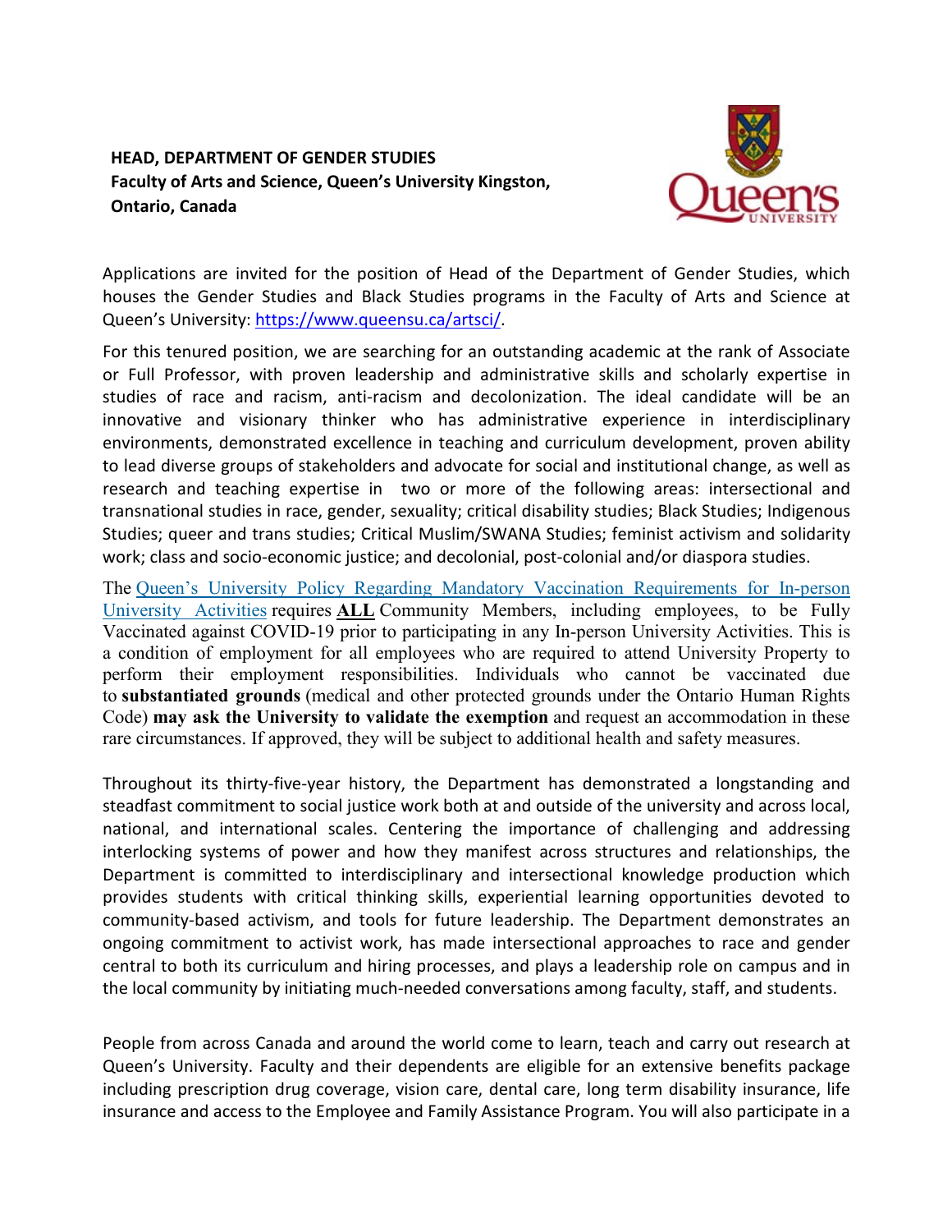**HEAD, DEPARTMENT OF GENDER STUDIES**
**Faculty of Arts and Science, Queen's University Kingston, Ontario, Canada**

Applications are invited for the position of Head of the Department of Gender Studies, which houses the Gender Studies and Black Studies programs in the Faculty of Arts and Science at Queen's University: https://www.queensu.ca/artsci/.

For this tenured position, we are searching for an outstanding academic at the rank of Associate or Full Professor, with proven leadership and administrative skills and scholarly expertise in studies of race and racism, anti-racism and decolonization. The ideal candidate will be an innovative and visionary thinker who has administrative experience in interdisciplinary environments, demonstrated excellence in teaching and curriculum development, proven ability to lead diverse groups of stakeholders and advocate for social and institutional change, as well as research and teaching expertise in two or more of the following areas: intersectional and transnational studies in race, gender, sexuality; critical disability studies; Black Studies; Indigenous Studies; queer and trans studies; Critical Muslim/SWANA Studies; feminist activism and solidarity work; class and socio-economic justice; and decolonial, post-colonial and/or diaspora studies.

The Queen's University Policy Regarding Mandatory Vaccination Requirements for In-person University Activities requires **ALL** Community Members, including employees, to be Fully Vaccinated against COVID-19 prior to participating in any In-person University Activities. This is a condition of employment for all employees who are required to attend University Property to perform their employment responsibilities. Individuals who cannot be vaccinated due to **substantiated grounds** (medical and other protected grounds under the Ontario Human Rights Code) **may ask the University to validate the exemption** and request an accommodation in these rare circumstances. If approved, they will be subject to additional health and safety measures.

Throughout its thirty-five-year history, the Department has demonstrated a longstanding and steadfast commitment to social justice work both at and outside of the university and across local, national, and international scales. Centering the importance of challenging and addressing interlocking systems of power and how they manifest across structures and relationships, the Department is committed to interdisciplinary and intersectional knowledge production which provides students with critical thinking skills, experiential learning opportunities devoted to community-based activism, and tools for future leadership. The Department demonstrates an ongoing commitment to activist work, has made intersectional approaches to race and gender central to both its curriculum and hiring processes, and plays a leadership role on campus and in the local community by initiating much-needed conversations among faculty, staff, and students.

People from across Canada and around the world come to learn, teach and carry out research at Queen's University. Faculty and their dependents are eligible for an extensive benefits package including prescription drug coverage, vision care, dental care, long term disability insurance, life insurance and access to the Employee and Family Assistance Program. You will also participate in a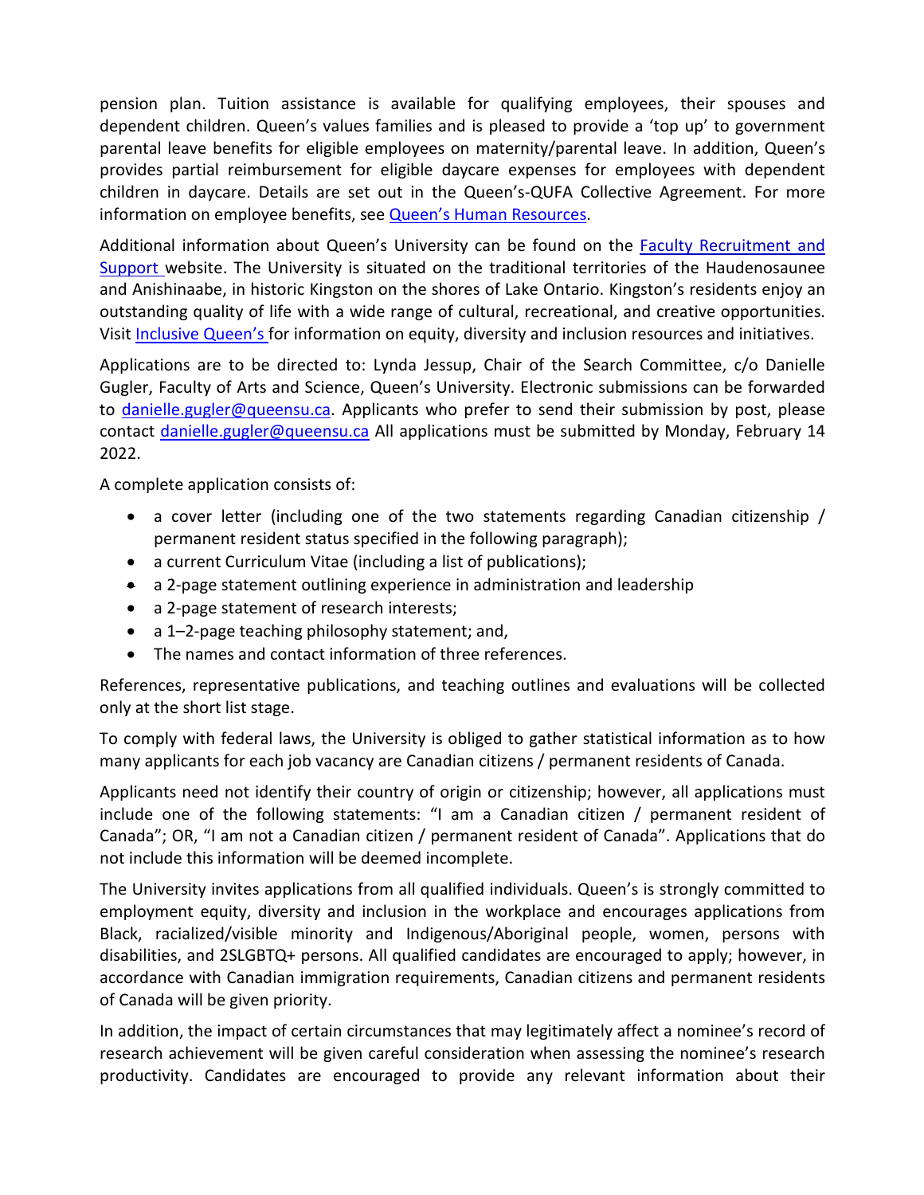pension plan. Tuition assistance is available for qualifying employees, their spouses and dependent children. Queen's values families and is pleased to provide a 'top up' to government parental leave benefits for eligible employees on maternity/parental leave. In addition, Queen's provides partial reimbursement for eligible daycare expenses for employees with dependent children in daycare. Details are set out in the Queen's-QUFA Collective Agreement. For more information on employee benefits, see [Queen's Human Resources](#).

Additional information about Queen's University can be found on the [Faculty Recruitment and Support](#) website. The University is situated on the traditional territories of the Haudenosaunee and Anishinaabe, in historic Kingston on the shores of Lake Ontario. Kingston's residents enjoy an outstanding quality of life with a wide range of cultural, recreational, and creative opportunities. Visit [Inclusive Queen's](#) for information on equity, diversity and inclusion resources and initiatives.

Applications are to be directed to: Lynda Jessup, Chair of the Search Committee, c/o Danielle Gugler, Faculty of Arts and Science, Queen's University. Electronic submissions can be forwarded to danielle.gugler@queensu.ca. Applicants who prefer to send their submission by post, please contact danielle.gugler@queensu.ca All applications must be submitted by Monday, February 14 2022.

A complete application consists of:

- a cover letter (including one of the two statements regarding Canadian citizenship / permanent resident status specified in the following paragraph);
- a current Curriculum Vitae (including a list of publications);
- a 2-page statement outlining experience in administration and leadership
- a 2-page statement of research interests;
- a 1–2-page teaching philosophy statement; and,
- The names and contact information of three references.

References, representative publications, and teaching outlines and evaluations will be collected only at the short list stage.

To comply with federal laws, the University is obliged to gather statistical information as to how many applicants for each job vacancy are Canadian citizens / permanent residents of Canada.

Applicants need not identify their country of origin or citizenship; however, all applications must include one of the following statements: "I am a Canadian citizen / permanent resident of Canada"; OR, "I am not a Canadian citizen / permanent resident of Canada". Applications that do not include this information will be deemed incomplete.

The University invites applications from all qualified individuals. Queen's is strongly committed to employment equity, diversity and inclusion in the workplace and encourages applications from Black, racialized/visible minority and Indigenous/Aboriginal people, women, persons with disabilities, and 2SLGBTQ+ persons. All qualified candidates are encouraged to apply; however, in accordance with Canadian immigration requirements, Canadian citizens and permanent residents of Canada will be given priority.

In addition, the impact of certain circumstances that may legitimately affect a nominee's record of research achievement will be given careful consideration when assessing the nominee's research productivity. Candidates are encouraged to provide any relevant information about their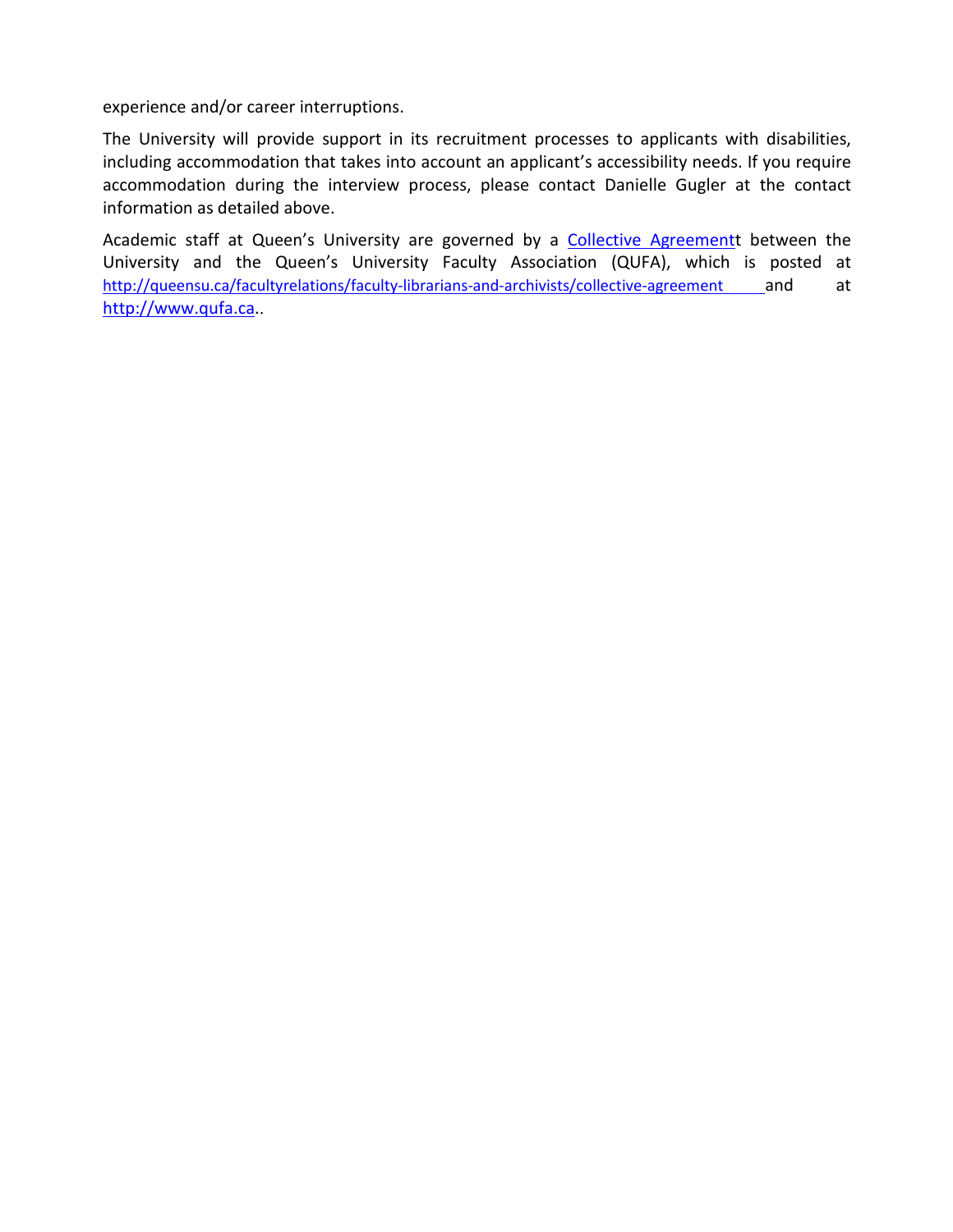experience and/or career interruptions.

The University will provide support in its recruitment processes to applicants with disabilities, including accommodation that takes into account an applicant's accessibility needs. If you require accommodation during the interview process, please contact Danielle Gugler at the contact information as detailed above.

Academic staff at Queen's University are governed by a Collective Agreementt between the University and the Queen's University Faculty Association (QUFA), which is posted at http://queensu.ca/facultyrelations/faculty-librarians-and-archivists/collective-agreement and at http://www.qufa.ca..